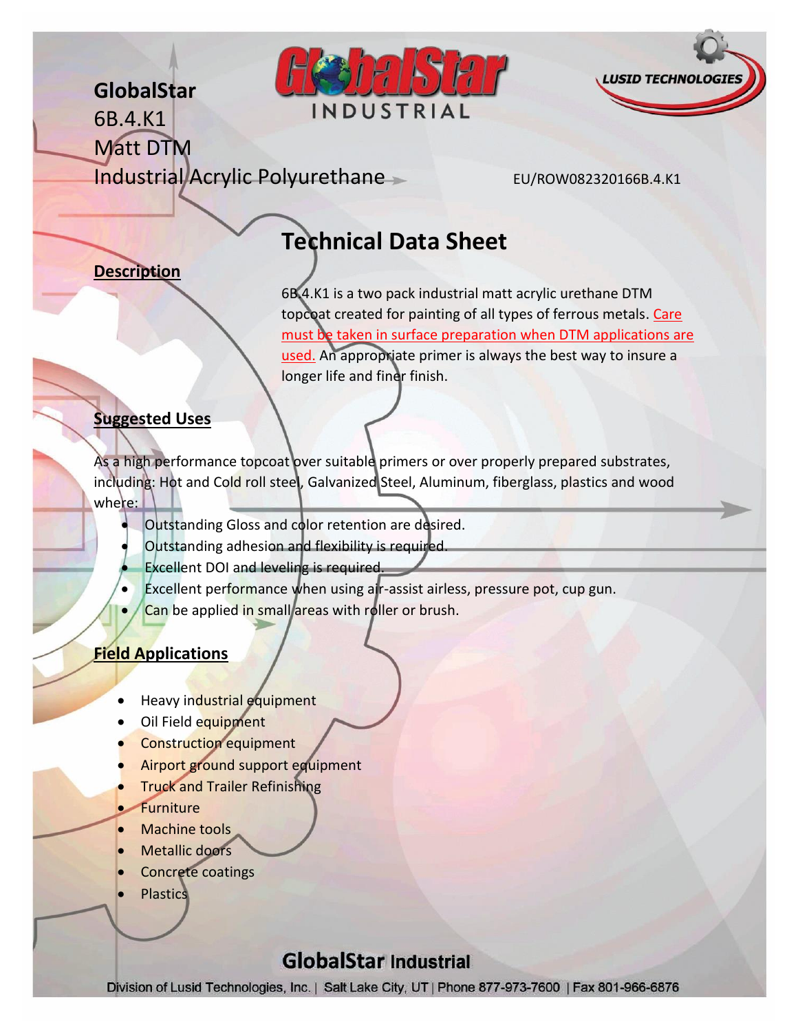**GlobalStar**
6B.4.K1
Matt DTM
Industrial Acrylic Polyurethane

GlobalStar INDUSTRIAL

LUSID TECHNOLOGIES

EU/ROW082320166B.4.K1

# Technical Data Sheet

## Description

6B.4.K1 is a two pack industrial matt acrylic urethane DTM topcoat created for painting of all types of ferrous metals. Care must be taken in surface preparation when DTM applications are used. An appropriate primer is always the best way to insure a longer life and finer finish.

## Suggested Uses

As a high performance topcoat over suitable primers or over properly prepared substrates, including: Hot and Cold roll steel, Galvanized Steel, Aluminum, fiberglass, plastics and wood where:

- Outstanding Gloss and color retention are desired.
- Outstanding adhesion and flexibility is required.
- Excellent DOI and leveling is required.
- Excellent performance when using air-assist airless, pressure pot, cup gun.
- Can be applied in small areas with roller or brush.

## Field Applications

- Heavy industrial equipment
- Oil Field equipment
- Construction equipment
- Airport ground support equipment
- Truck and Trailer Refinishing
- Furniture
- Machine tools
- Metallic doors
- Concrete coatings
- Plastics

**GlobalStar Industrial**
Division of Lusid Technologies, Inc. | Salt Lake City, UT | Phone 877-973-7600 | Fax 801-966-6876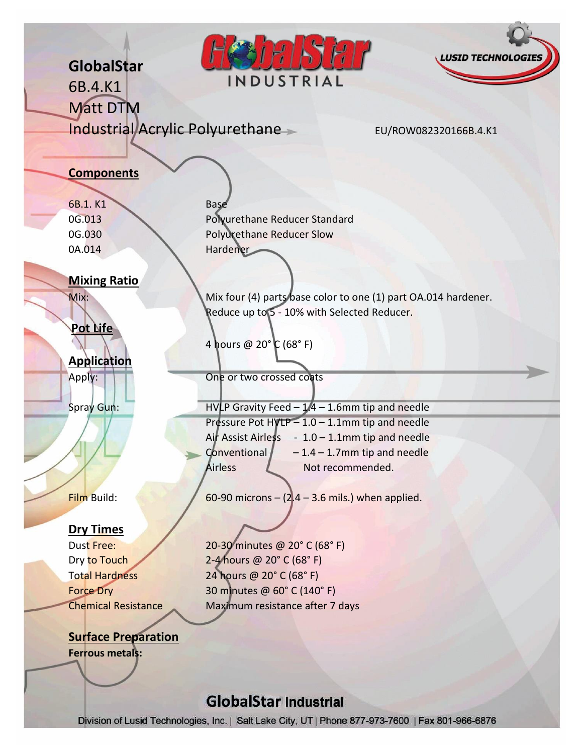# GlobalStar
## 6B.4.K1
## Matt DTM
## Industrial Acrylic Polyurethane

EU/ROW082320166B.4.K1

### Components

| | |
|---|---|
| 6B.1. K1 | Base |
| 0G.013 | Polyurethane Reducer Standard |
| 0G.030 | Polyurethane Reducer Slow |
| 0A.014 | Hardener |

### Mixing Ratio

Mix: Mix four (4) parts base color to one (1) part OA.014 hardener. Reduce up to 5 - 10% with Selected Reducer.

### Pot Life

4 hours @ 20° C (68° F)

### Application

Apply: One or two crossed coats

Spray Gun:

- HVLP Gravity Feed – 1.4 – 1.6mm tip and needle
- Pressure Pot HVLP – 1.0 – 1.1mm tip and needle
- Air Assist Airless - 1.0 – 1.1mm tip and needle
- Conventional – 1.4 – 1.7mm tip and needle
- Airless Not recommended.

Film Build: 60-90 microns – (2.4 – 3.6 mils.) when applied.

### Dry Times

| | |
|---|---|
| Dust Free: | 20-30 minutes @ 20° C (68° F) |
| Dry to Touch | 2-4 hours @ 20° C (68° F) |
| Total Hardness | 24 hours @ 20° C (68° F) |
| Force Dry | 30 minutes @ 60° C (140° F) |
| Chemical Resistance | Maximum resistance after 7 days |

### Surface Preparation

**Ferrous metals:**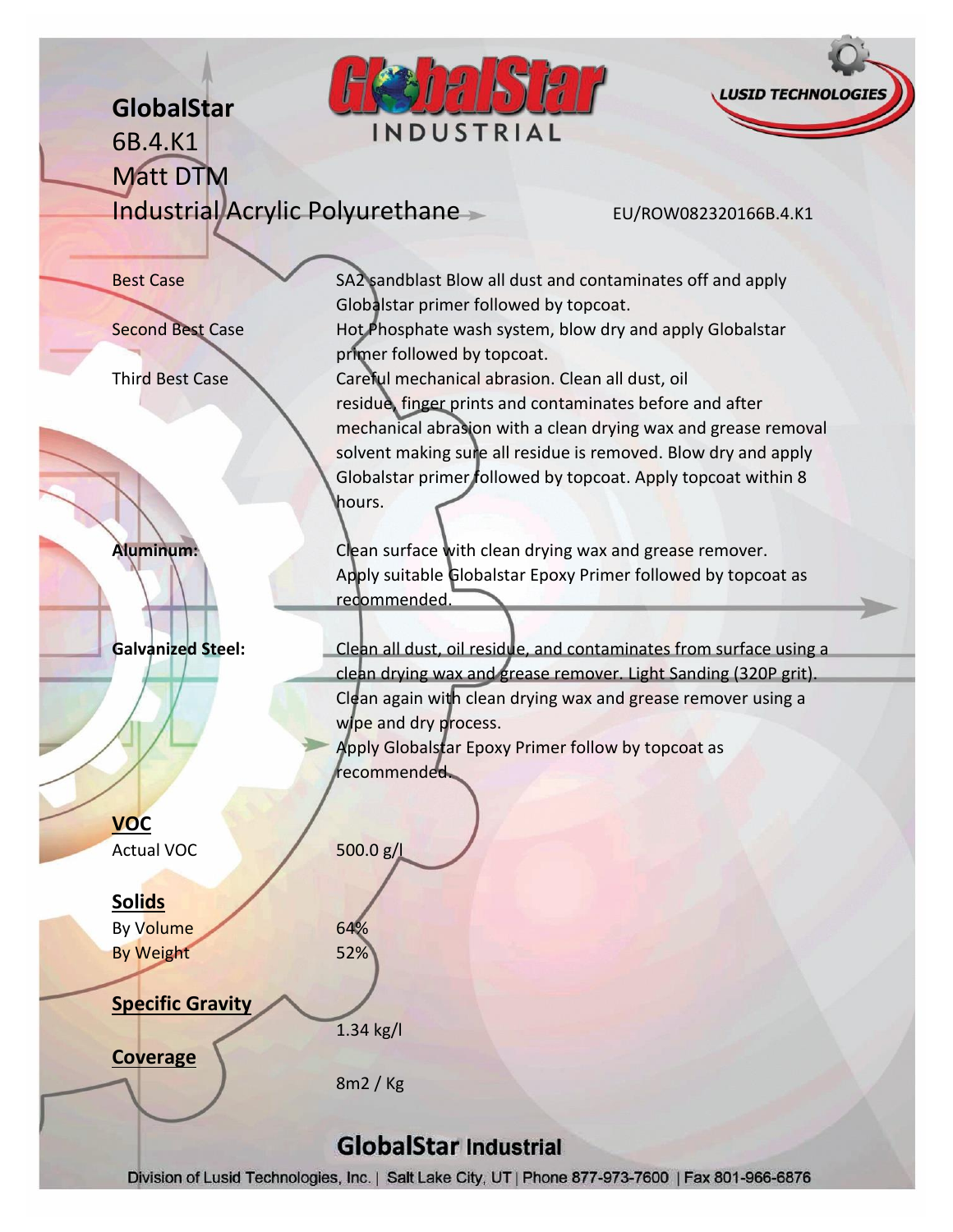**GlobalStar**
6B.4.K1
Matt DTM
Industrial Acrylic Polyurethane

EU/ROW082320166B.4.K1

| | |
|---|---|
| Best Case | SA2 sandblast Blow all dust and contaminates off and apply Globalstar primer followed by topcoat. |
| Second Best Case | Hot Phosphate wash system, blow dry and apply Globalstar primer followed by topcoat. |
| Third Best Case | Careful mechanical abrasion. Clean all dust, oil residue, finger prints and contaminates before and after mechanical abrasion with a clean drying wax and grease removal solvent making sure all residue is removed. Blow dry and apply Globalstar primer followed by topcoat. Apply topcoat within 8 hours. |
| **Aluminum:** | Clean surface with clean drying wax and grease remover. Apply suitable Globalstar Epoxy Primer followed by topcoat as recommended. |
| **Galvanized Steel:** | Clean all dust, oil residue, and contaminates from surface using a clean drying wax and grease remover. Light Sanding (320P grit). Clean again with clean drying wax and grease remover using a wipe and dry process. Apply Globalstar Epoxy Primer follow by topcoat as recommended. |

**VOC**

| | |
|---|---|
| Actual VOC | 500.0 g/l |

**Solids**

| | |
|---|---|
| By Volume | 64% |
| By Weight | 52% |

**Specific Gravity**

1.34 kg/l

**Coverage**

8m2 / Kg

**GlobalStar Industrial**

Division of Lusid Technologies, Inc. | Salt Lake City, UT | Phone 877-973-7600 | Fax 801-966-6876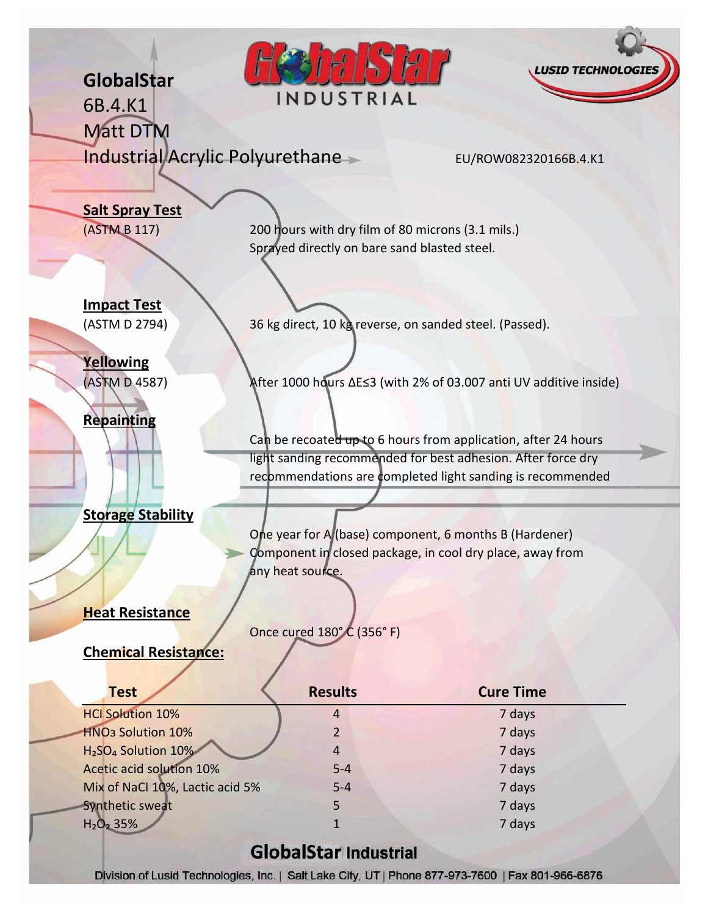# GlobalStar

6B.4.K1

Matt DTM

Industrial Acrylic Polyurethane

EU/ROW082320166B.4.K1

**Salt Spray Test**

(ASTM B 117) 200 hours with dry film of 80 microns (3.1 mils.) Sprayed directly on bare sand blasted steel.

**Impact Test**

(ASTM D 2794) 36 kg direct, 10 kg reverse, on sanded steel. (Passed).

**Yellowing**

(ASTM D 4587) After 1000 hours ΔE≤3 (with 2% of 03.007 anti UV additive inside)

**Repainting**

Can be recoated up to 6 hours from application, after 24 hours light sanding recommended for best adhesion. After force dry recommendations are completed light sanding is recommended

**Storage Stability**

One year for A (base) component, 6 months B (Hardener) Component in closed package, in cool dry place, away from any heat source.

**Heat Resistance**

Once cured 180° C (356° F)

**Chemical Resistance:**

| Test | Results | Cure Time |
|---|---|---|
| HCl Solution 10% | 4 | 7 days |
| $HNO_3$ Solution 10% | 2 | 7 days |
| $H_2SO_4$ Solution 10% | 4 | 7 days |
| Acetic acid solution 10% | 5-4 | 7 days |
| Mix of NaCl 10%, Lactic acid 5% | 5-4 | 7 days |
| Synthetic sweat | 5 | 7 days |
| $H_2O_2$ 35% | 1 | 7 days |

**GlobalStar Industrial**

Division of Lusid Technologies, Inc. | Salt Lake City, UT | Phone 877-973-7600 | Fax 801-966-6876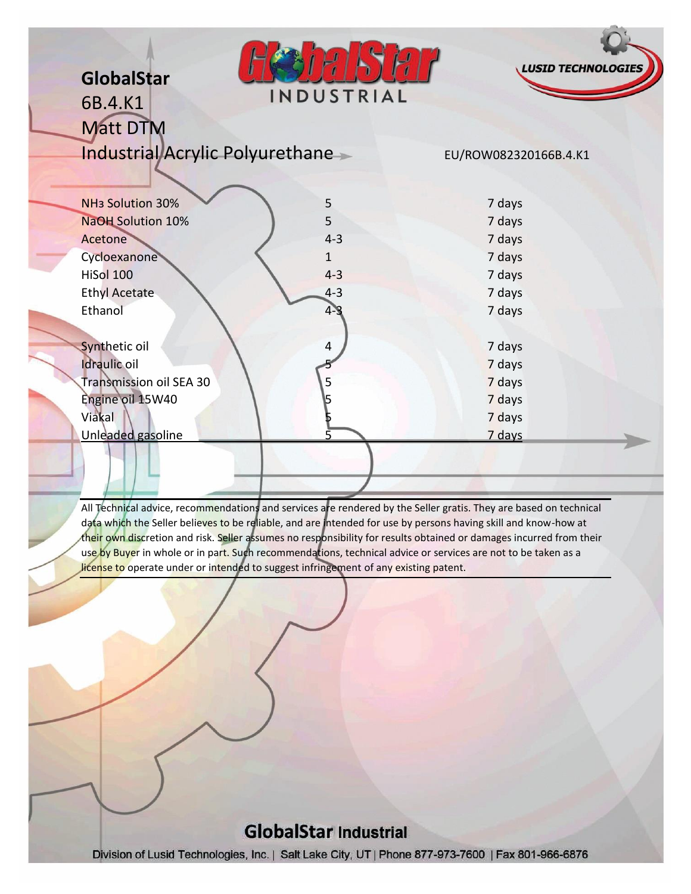**GlobalStar**
6B.4.K1
Matt DTM
Industrial Acrylic Polyurethane

EU/ROW082320166B.4.K1

| | | |
|---|---|---|
| $NH_3$ Solution 30% | 5 | 7 days |
| NaOH Solution 10% | 5 | 7 days |
| Acetone | 4-3 | 7 days |
| Cycloexanone | 1 | 7 days |
| HiSol 100 | 4-3 | 7 days |
| Ethyl Acetate | 4-3 | 7 days |
| Ethanol | 4-3 | 7 days |
| | | |
| Synthetic oil | 4 | 7 days |
| Idraulic oil | 5 | 7 days |
| Transmission oil SEA 30 | 5 | 7 days |
| Engine oil 15W40 | 5 | 7 days |
| Viakal | 5 | 7 days |
| Unleaded gasoline | 5 | 7 days |

All Technical advice, recommendations and services are rendered by the Seller gratis. They are based on technical data which the Seller believes to be reliable, and are intended for use by persons having skill and know-how at their own discretion and risk. Seller assumes no responsibility for results obtained or damages incurred from their use by Buyer in whole or in part. Such recommendations, technical advice or services are not to be taken as a license to operate under or intended to suggest infringement of any existing patent.

**GlobalStar Industrial**

Division of Lusid Technologies, Inc. | Salt Lake City, UT | Phone 877-973-7600 | Fax 801-966-6876